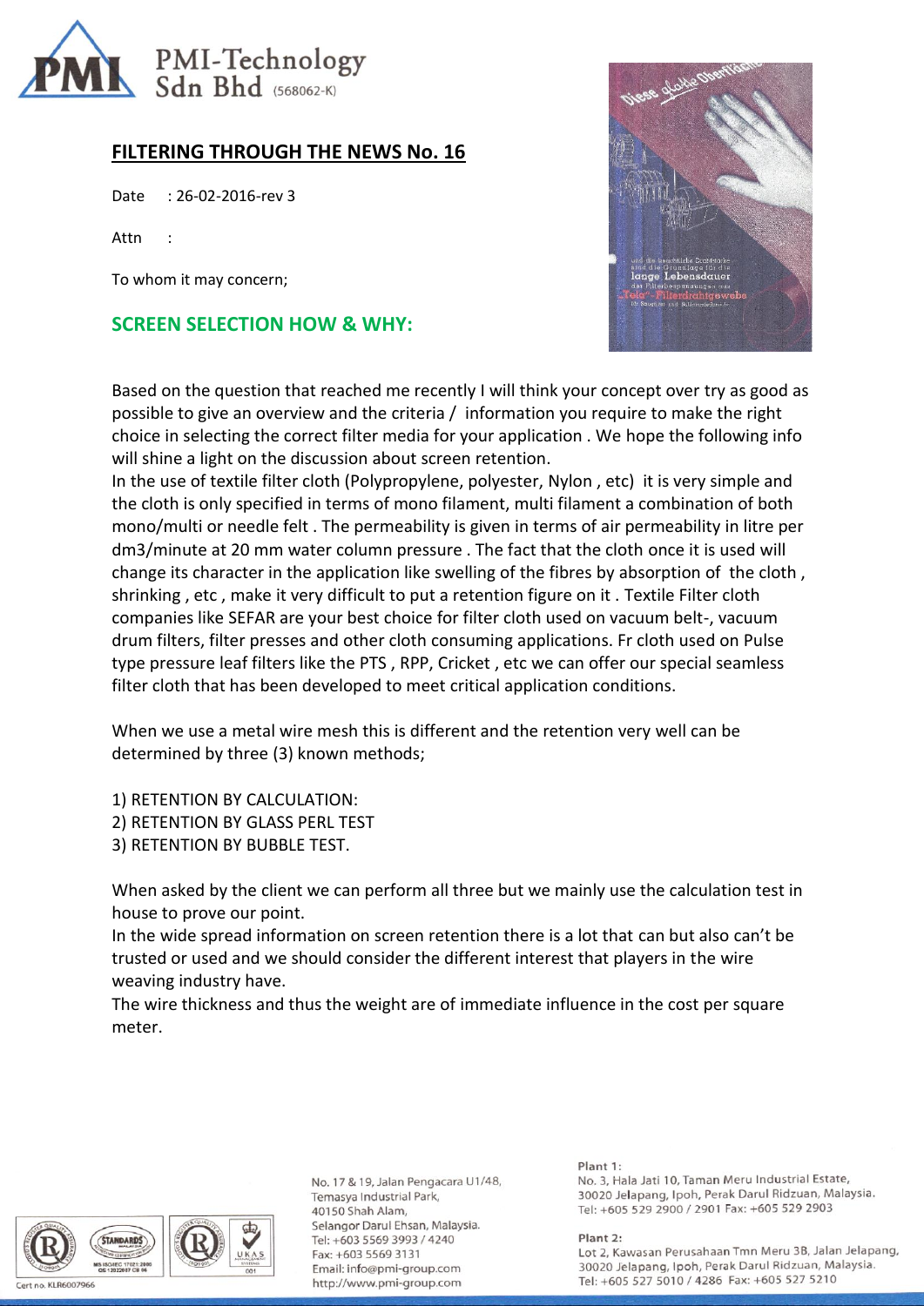PMI-Technology Sdn Bhd (568062-K)

## FILTERING THROUGH THE NEWS No. 16

Date : 26-02-2016-rev 3

Attn :

To whom it may concern;

### SCREEN SELECTION HOW & WHY:

Based on the question that reached me recently I will think your concept over try as good as possible to give an overview and the criteria / information you require to make the right choice in selecting the correct filter media for your application . We hope the following info will shine a light on the discussion about screen retention.

In the use of textile filter cloth (Polypropylene, polyester, Nylon , etc) it is very simple and the cloth is only specified in terms of mono filament, multi filament a combination of both mono/multi or needle felt . The permeability is given in terms of air permeability in litre per dm3/minute at 20 mm water column pressure . The fact that the cloth once it is used will change its character in the application like swelling of the fibres by absorption of the cloth , shrinking , etc , make it very difficult to put a retention figure on it . Textile Filter cloth companies like SEFAR are your best choice for filter cloth used on vacuum belt-, vacuum drum filters, filter presses and other cloth consuming applications. Fr cloth used on Pulse type pressure leaf filters like the PTS , RPP, Cricket , etc we can offer our special seamless filter cloth that has been developed to meet critical application conditions.

When we use a metal wire mesh this is different and the retention very well can be determined by three (3) known methods;

1) RETENTION BY CALCULATION:
2) RETENTION BY GLASS PERL TEST
3) RETENTION BY BUBBLE TEST.

When asked by the client we can perform all three but we mainly use the calculation test in house to prove our point.

In the wide spread information on screen retention there is a lot that can but also can't be trusted or used and we should consider the different interest that players in the wire weaving industry have.

The wire thickness and thus the weight are of immediate influence in the cost per square meter.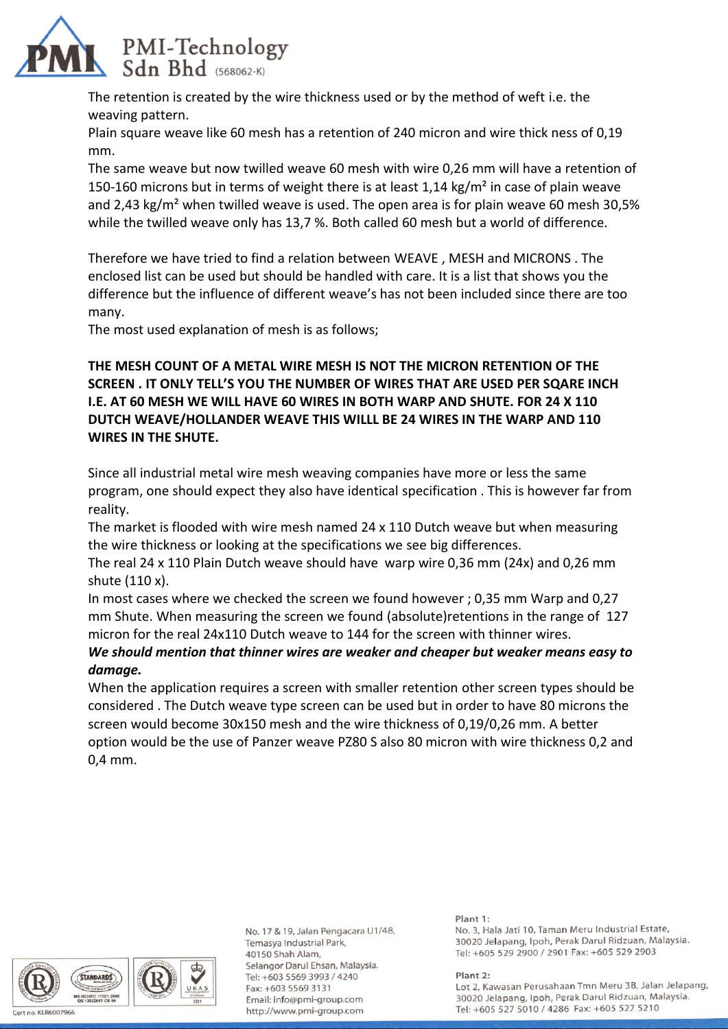The retention is created by the wire thickness used or by the method of weft i.e. the weaving pattern.
Plain square weave like 60 mesh has a retention of 240 micron and wire thick ness of 0,19 mm.
The same weave but now twilled weave 60 mesh with wire 0,26 mm will have a retention of 150-160 microns but in terms of weight there is at least 1,14 kg/m² in case of plain weave and 2,43 kg/m² when twilled weave is used. The open area is for plain weave 60 mesh 30,5% while the twilled weave only has 13,7 %. Both called 60 mesh but a world of difference.

Therefore we have tried to find a relation between WEAVE , MESH and MICRONS . The enclosed list can be used but should be handled with care. It is a list that shows you the difference but the influence of different weave's has not been included since there are too many.
The most used explanation of mesh is as follows;

**THE MESH COUNT OF A METAL WIRE MESH IS NOT THE MICRON RETENTION OF THE SCREEN . IT ONLY TELL'S YOU THE NUMBER OF WIRES THAT ARE USED PER SQARE INCH I.E. AT 60 MESH WE WILL HAVE 60 WIRES IN BOTH WARP AND SHUTE. FOR 24 X 110 DUTCH WEAVE/HOLLANDER WEAVE THIS WILLL BE 24 WIRES IN THE WARP AND 110 WIRES IN THE SHUTE.**

Since all industrial metal wire mesh weaving companies have more or less the same program, one should expect they also have identical specification . This is however far from reality.
The market is flooded with wire mesh named 24 x 110 Dutch weave but when measuring the wire thickness or looking at the specifications we see big differences.
The real 24 x 110 Plain Dutch weave should have warp wire 0,36 mm (24x) and 0,26 mm shute (110 x).
In most cases where we checked the screen we found however ; 0,35 mm Warp and 0,27 mm Shute. When measuring the screen we found (absolute)retentions in the range of 127 micron for the real 24x110 Dutch weave to 144 for the screen with thinner wires.
***We should mention that thinner wires are weaker and cheaper but weaker means easy to damage.***
When the application requires a screen with smaller retention other screen types should be considered . The Dutch weave type screen can be used but in order to have 80 microns the screen would become 30x150 mesh and the wire thickness of 0,19/0,26 mm. A better option would be the use of Panzer weave PZ80 S also 80 micron with wire thickness 0,2 and 0,4 mm.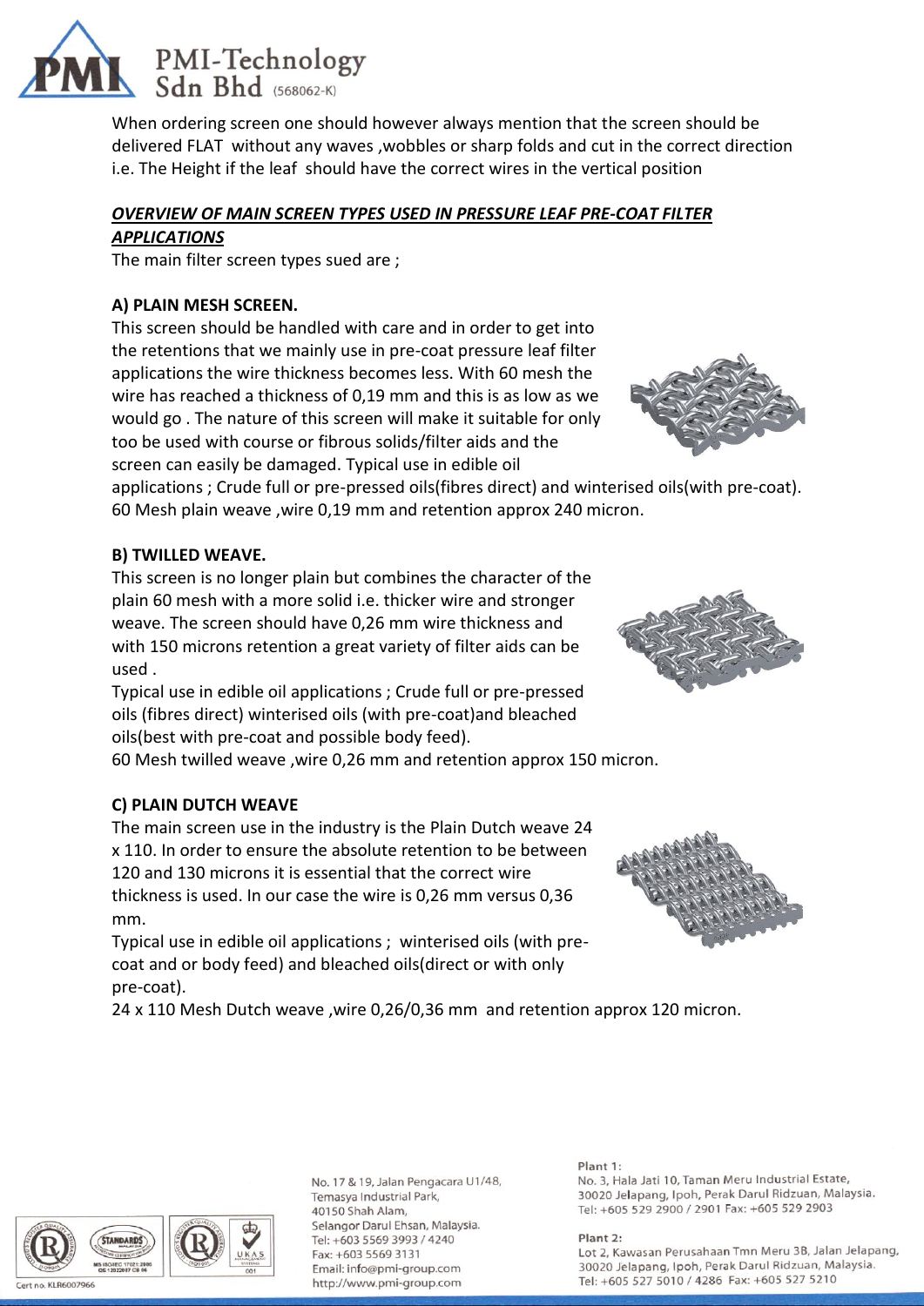When ordering screen one should however always mention that the screen should be delivered FLAT without any waves ,wobbles or sharp folds and cut in the correct direction i.e. The Height if the leaf should have the correct wires in the vertical position

## ***OVERVIEW OF MAIN SCREEN TYPES USED IN PRESSURE LEAF PRE-COAT FILTER APPLICATIONS***

The main filter screen types sued are ;

### A) PLAIN MESH SCREEN.

This screen should be handled with care and in order to get into the retentions that we mainly use in pre-coat pressure leaf filter applications the wire thickness becomes less. With 60 mesh the wire has reached a thickness of 0,19 mm and this is as low as we would go . The nature of this screen will make it suitable for only too be used with course or fibrous solids/filter aids and the screen can easily be damaged. Typical use in edible oil applications ; Crude full or pre-pressed oils(fibres direct) and winterised oils(with pre-coat).

60 Mesh plain weave ,wire 0,19 mm and retention approx 240 micron.

### B) TWILLED WEAVE.

This screen is no longer plain but combines the character of the plain 60 mesh with a more solid i.e. thicker wire and stronger weave. The screen should have 0,26 mm wire thickness and with 150 microns retention a great variety of filter aids can be used .

Typical use in edible oil applications ; Crude full or pre-pressed oils (fibres direct) winterised oils (with pre-coat)and bleached oils(best with pre-coat and possible body feed).

60 Mesh twilled weave ,wire 0,26 mm and retention approx 150 micron.

### C) PLAIN DUTCH WEAVE

The main screen use in the industry is the Plain Dutch weave 24 x 110. In order to ensure the absolute retention to be between 120 and 130 microns it is essential that the correct wire thickness is used. In our case the wire is 0,26 mm versus 0,36 mm.

Typical use in edible oil applications ; winterised oils (with pre-coat and or body feed) and bleached oils(direct or with only pre-coat).

24 x 110 Mesh Dutch weave ,wire 0,26/0,36 mm and retention approx 120 micron.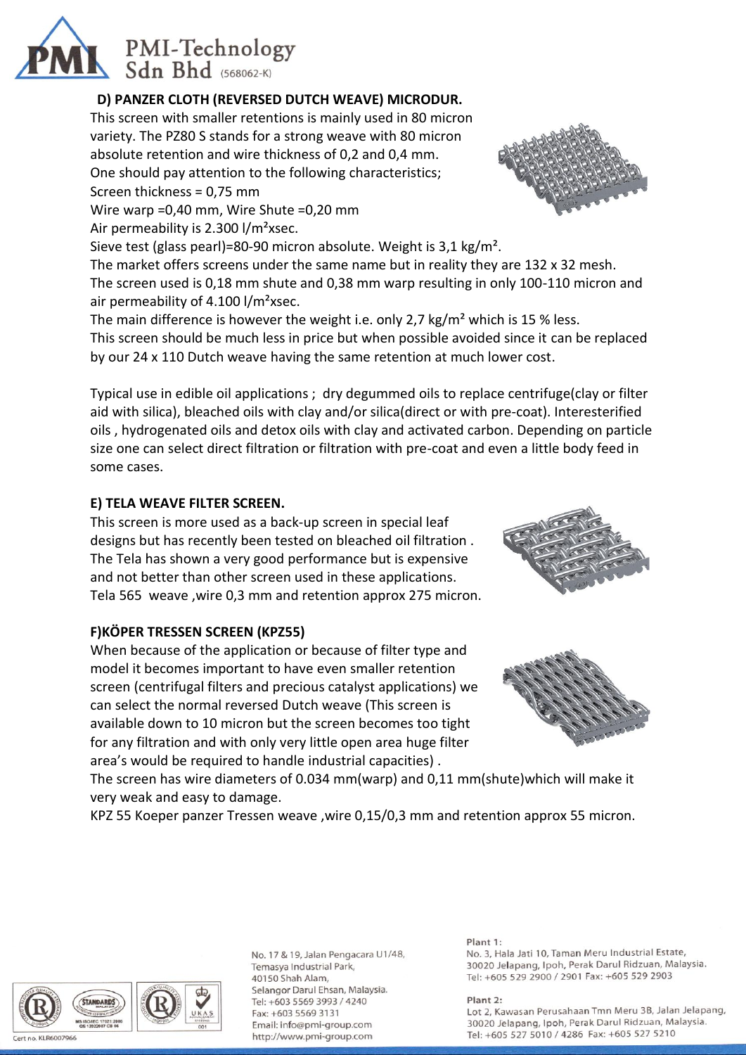### D) PANZER CLOTH (REVERSED DUTCH WEAVE) MICRODUR.

This screen with smaller retentions is mainly used in 80 micron variety. The PZ80 S stands for a strong weave with 80 micron absolute retention and wire thickness of 0,2 and 0,4 mm.
One should pay attention to the following characteristics;
Screen thickness = 0,75 mm
Wire warp =0,40 mm, Wire Shute =0,20 mm
Air permeability is 2.300 l/m²xsec.
Sieve test (glass pearl)=80-90 micron absolute. Weight is 3,1 kg/m².
The market offers screens under the same name but in reality they are 132 x 32 mesh.
The screen used is 0,18 mm shute and 0,38 mm warp resulting in only 100-110 micron and air permeability of 4.100 l/m²xsec.
The main difference is however the weight i.e. only 2,7 kg/m² which is 15 % less.
This screen should be much less in price but when possible avoided since it can be replaced by our 24 x 110 Dutch weave having the same retention at much lower cost.

Typical use in edible oil applications ; dry degummed oils to replace centrifuge(clay or filter aid with silica), bleached oils with clay and/or silica(direct or with pre-coat). Interesterified oils , hydrogenated oils and detox oils with clay and activated carbon. Depending on particle size one can select direct filtration or filtration with pre-coat and even a little body feed in some cases.

### E) TELA WEAVE FILTER SCREEN.

This screen is more used as a back-up screen in special leaf designs but has recently been tested on bleached oil filtration . The Tela has shown a very good performance but is expensive and not better than other screen used in these applications.
Tela 565 weave ,wire 0,3 mm and retention approx 275 micron.

### F)KÖPER TRESSEN SCREEN (KPZ55)

When because of the application or because of filter type and model it becomes important to have even smaller retention screen (centrifugal filters and precious catalyst applications) we can select the normal reversed Dutch weave (This screen is available down to 10 micron but the screen becomes too tight for any filtration and with only very little open area huge filter area's would be required to handle industrial capacities) .
The screen has wire diameters of 0.034 mm(warp) and 0,11 mm(shute)which will make it very weak and easy to damage.
KPZ 55 Koeper panzer Tressen weave ,wire 0,15/0,3 mm and retention approx 55 micron.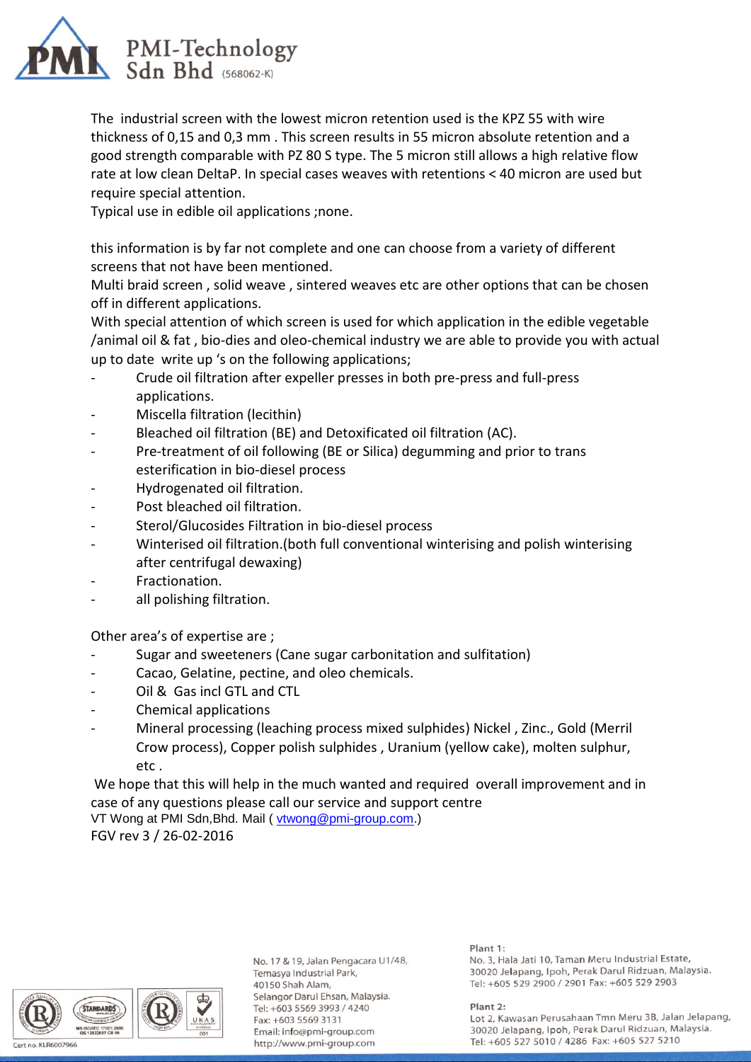The industrial screen with the lowest micron retention used is the KPZ 55 with wire thickness of 0,15 and 0,3 mm . This screen results in 55 micron absolute retention and a good strength comparable with PZ 80 S type. The 5 micron still allows a high relative flow rate at low clean DeltaP. In special cases weaves with retentions < 40 micron are used but require special attention.
Typical use in edible oil applications ;none.

this information is by far not complete and one can choose from a variety of different screens that not have been mentioned.
Multi braid screen , solid weave , sintered weaves etc are other options that can be chosen off in different applications.
With special attention of which screen is used for which application in the edible vegetable /animal oil & fat , bio-dies and oleo-chemical industry we are able to provide you with actual up to date write up 's on the following applications;

- Crude oil filtration after expeller presses in both pre-press and full-press applications.
- Miscella filtration (lecithin)
- Bleached oil filtration (BE) and Detoxificated oil filtration (AC).
- Pre-treatment of oil following (BE or Silica) degumming and prior to trans esterification in bio-diesel process
- Hydrogenated oil filtration.
- Post bleached oil filtration.
- Sterol/Glucosides Filtration in bio-diesel process
- Winterised oil filtration.(both full conventional winterising and polish winterising after centrifugal dewaxing)
- Fractionation.
- all polishing filtration.

Other area's of expertise are ;

- Sugar and sweeteners (Cane sugar carbonitation and sulfitation)
- Cacao, Gelatine, pectine, and oleo chemicals.
- Oil & Gas incl GTL and CTL
- Chemical applications
- Mineral processing (leaching process mixed sulphides) Nickel , Zinc., Gold (Merril Crow process), Copper polish sulphides , Uranium (yellow cake), molten sulphur, etc .

We hope that this will help in the much wanted and required overall improvement and in case of any questions please call our service and support centre
VT Wong at PMI Sdn,Bhd. Mail ( vtwong@pmi-group.com.)
FGV rev 3 / 26-02-2016